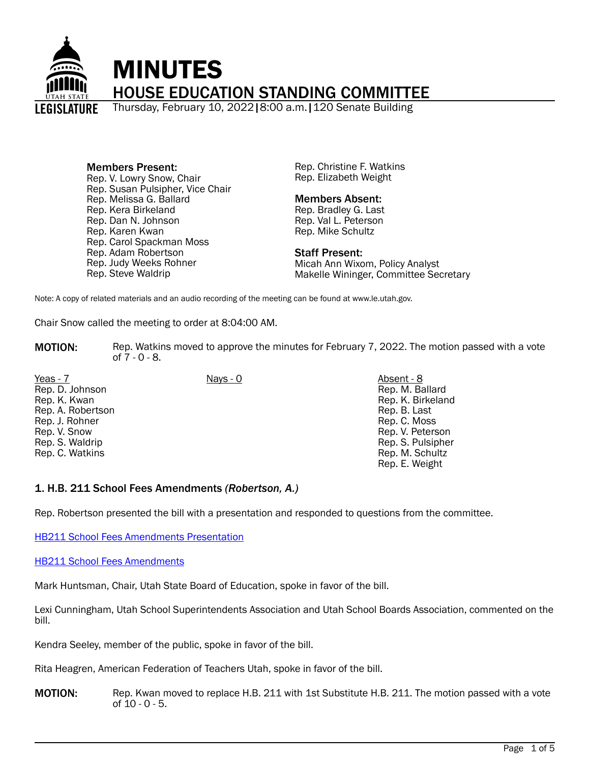# MINUTES

## HOUSE EDUCATION STANDING COMMITTEE

Thursday, February 10, 2022 | 8:00 a.m. | 120 Senate Building

**Members Present:**
Rep. V. Lowry Snow, Chair
Rep. Susan Pulsipher, Vice Chair
Rep. Melissa G. Ballard
Rep. Kera Birkeland
Rep. Dan N. Johnson
Rep. Karen Kwan
Rep. Carol Spackman Moss
Rep. Adam Robertson
Rep. Judy Weeks Rohner
Rep. Steve Waldrip
Rep. Christine F. Watkins
Rep. Elizabeth Weight

**Members Absent:**
Rep. Bradley G. Last
Rep. Val L. Peterson
Rep. Mike Schultz

**Staff Present:**
Micah Ann Wixom, Policy Analyst
Makelle Wininger, Committee Secretary

Note: A copy of related materials and an audio recording of the meeting can be found at www.le.utah.gov.

Chair Snow called the meeting to order at 8:04:00 AM.

**MOTION:** Rep. Watkins moved to approve the minutes for February 7, 2022. The motion passed with a vote of 7 - 0 - 8.

| Yeas - 7 | Nays - 0 | Absent - 8 |
|---|---|---|
| Rep. D. Johnson | | Rep. M. Ballard |
| Rep. K. Kwan | | Rep. K. Birkeland |
| Rep. A. Robertson | | Rep. B. Last |
| Rep. J. Rohner | | Rep. C. Moss |
| Rep. V. Snow | | Rep. V. Peterson |
| Rep. S. Waldrip | | Rep. S. Pulsipher |
| Rep. C. Watkins | | Rep. M. Schultz |
| | | Rep. E. Weight |

### 1. H.B. 211 School Fees Amendments *(Robertson, A.)*

Rep. Robertson presented the bill with a presentation and responded to questions from the committee.

HB211 School Fees Amendments Presentation

HB211 School Fees Amendments

Mark Huntsman, Chair, Utah State Board of Education, spoke in favor of the bill.

Lexi Cunningham, Utah School Superintendents Association and Utah School Boards Association, commented on the bill.

Kendra Seeley, member of the public, spoke in favor of the bill.

Rita Heagren, American Federation of Teachers Utah, spoke in favor of the bill.

**MOTION:** Rep. Kwan moved to replace H.B. 211 with 1st Substitute H.B. 211. The motion passed with a vote of 10 - 0 - 5.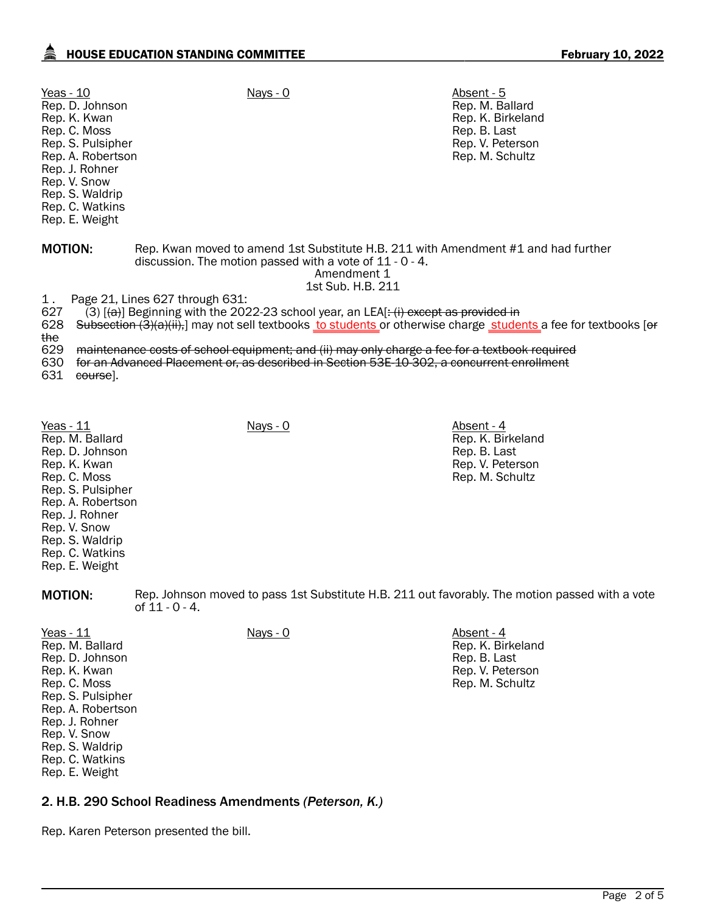| Yeas - 10 | Nays - 0 | Absent - 5 |
|---|---|---|
| Rep. D. Johnson | | Rep. M. Ballard |
| Rep. K. Kwan | | Rep. K. Birkeland |
| Rep. C. Moss | | Rep. B. Last |
| Rep. S. Pulsipher | | Rep. V. Peterson |
| Rep. A. Robertson | | Rep. M. Schultz |
| Rep. J. Rohner | | |
| Rep. V. Snow | | |
| Rep. S. Waldrip | | |
| Rep. C. Watkins | | |
| Rep. E. Weight | | |

**MOTION:** Rep. Kwan moved to amend 1st Substitute H.B. 211 with Amendment #1 and had further discussion. The motion passed with a vote of 11 - 0 - 4.

Amendment 1
1st Sub. H.B. 211

1 . Page 21, Lines 627 through 631:

627 (3) [~~(a)~~] Beginning with the 2022-23 school year, an LEA[~~: (i) except as provided in~~

628 ~~Subsection (3)(a)(ii),~~] may not sell textbooks to students or otherwise charge students a fee for textbooks [~~or the~~

629 ~~maintenance costs of school equipment; and (ii) may only charge a fee for a textbook required~~

630 ~~for an Advanced Placement or, as described in Section 53E-10-302, a concurrent enrollment~~

631 ~~course~~].

| Yeas - 11 | Nays - 0 | Absent - 4 |
|---|---|---|
| Rep. M. Ballard | | Rep. K. Birkeland |
| Rep. D. Johnson | | Rep. B. Last |
| Rep. K. Kwan | | Rep. V. Peterson |
| Rep. C. Moss | | Rep. M. Schultz |
| Rep. S. Pulsipher | | |
| Rep. A. Robertson | | |
| Rep. J. Rohner | | |
| Rep. V. Snow | | |
| Rep. S. Waldrip | | |
| Rep. C. Watkins | | |
| Rep. E. Weight | | |

**MOTION:** Rep. Johnson moved to pass 1st Substitute H.B. 211 out favorably. The motion passed with a vote of 11 - 0 - 4.

| Yeas - 11 | Nays - 0 | Absent - 4 |
|---|---|---|
| Rep. M. Ballard | | Rep. K. Birkeland |
| Rep. D. Johnson | | Rep. B. Last |
| Rep. K. Kwan | | Rep. V. Peterson |
| Rep. C. Moss | | Rep. M. Schultz |
| Rep. S. Pulsipher | | |
| Rep. A. Robertson | | |
| Rep. J. Rohner | | |
| Rep. V. Snow | | |
| Rep. S. Waldrip | | |
| Rep. C. Watkins | | |
| Rep. E. Weight | | |

## 2. H.B. 290 School Readiness Amendments *(Peterson, K.)*

Rep. Karen Peterson presented the bill.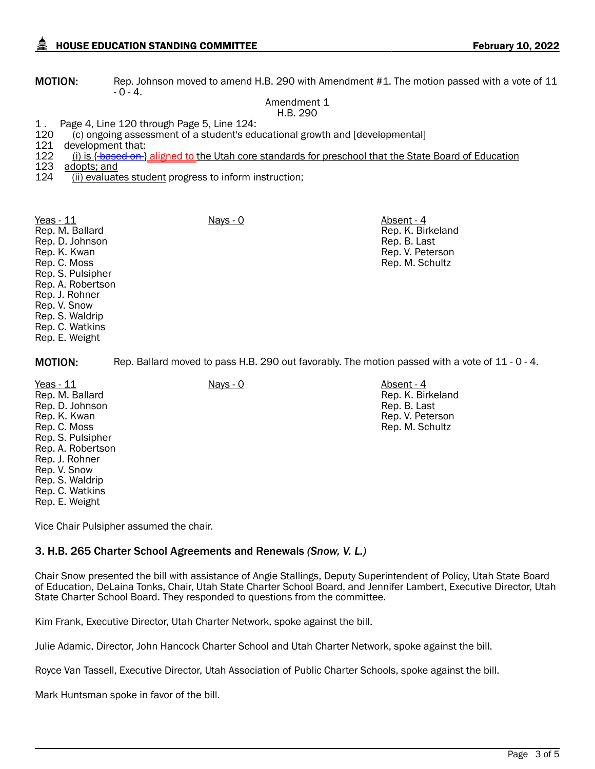**MOTION:** Rep. Johnson moved to amend H.B. 290 with Amendment #1. The motion passed with a vote of 11 - 0 - 4.

Amendment 1
H.B. 290

1. Page 4, Line 120 through Page 5, Line 124:

120 (c) ongoing assessment of a student's educational growth and [~~developmental~~]
121 <u>development that:</u>
122 <u>(i) is { ~~based on~~ } aligned to the Utah core standards for preschool that the State Board of Education</u>
123 <u>adopts; and</u>
124 <u>(ii) evaluates student</u> progress to inform instruction;

| Yeas - 11 | Nays - 0 | Absent - 4 |
|---|---|---|
| Rep. M. Ballard | | Rep. K. Birkeland |
| Rep. D. Johnson | | Rep. B. Last |
| Rep. K. Kwan | | Rep. V. Peterson |
| Rep. C. Moss | | Rep. M. Schultz |
| Rep. S. Pulsipher | | |
| Rep. A. Robertson | | |
| Rep. J. Rohner | | |
| Rep. V. Snow | | |
| Rep. S. Waldrip | | |
| Rep. C. Watkins | | |
| Rep. E. Weight | | |

**MOTION:** Rep. Ballard moved to pass H.B. 290 out favorably. The motion passed with a vote of 11 - 0 - 4.

| Yeas - 11 | Nays - 0 | Absent - 4 |
|---|---|---|
| Rep. M. Ballard | | Rep. K. Birkeland |
| Rep. D. Johnson | | Rep. B. Last |
| Rep. K. Kwan | | Rep. V. Peterson |
| Rep. C. Moss | | Rep. M. Schultz |
| Rep. S. Pulsipher | | |
| Rep. A. Robertson | | |
| Rep. J. Rohner | | |
| Rep. V. Snow | | |
| Rep. S. Waldrip | | |
| Rep. C. Watkins | | |
| Rep. E. Weight | | |

Vice Chair Pulsipher assumed the chair.

### 3. H.B. 265 Charter School Agreements and Renewals *(Snow, V. L.)*

Chair Snow presented the bill with assistance of Angie Stallings, Deputy Superintendent of Policy, Utah State Board of Education, DeLaina Tonks, Chair, Utah State Charter School Board, and Jennifer Lambert, Executive Director, Utah State Charter School Board. They responded to questions from the committee.

Kim Frank, Executive Director, Utah Charter Network, spoke against the bill.

Julie Adamic, Director, John Hancock Charter School and Utah Charter Network, spoke against the bill.

Royce Van Tassell, Executive Director, Utah Association of Public Charter Schools, spoke against the bill.

Mark Huntsman spoke in favor of the bill.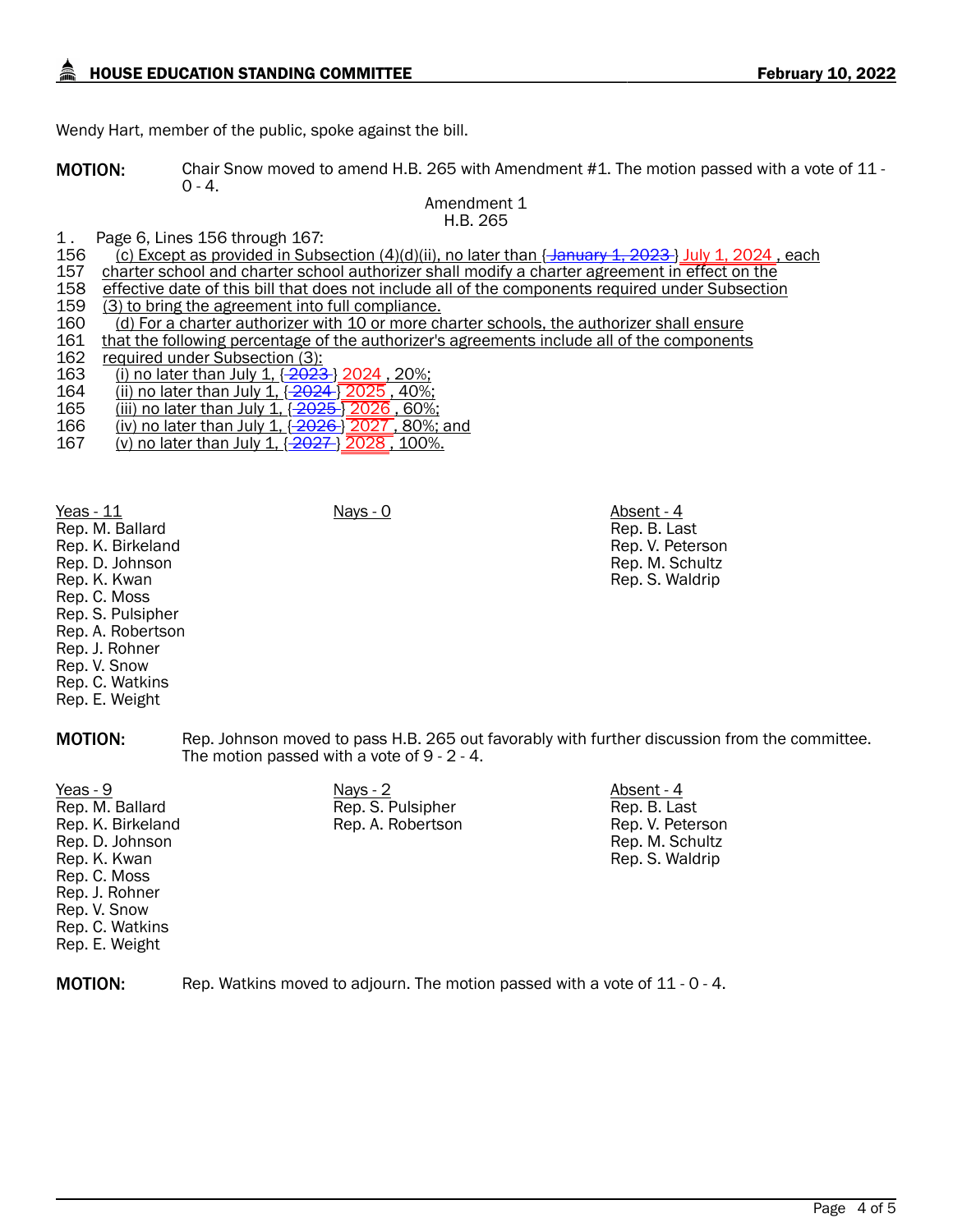Wendy Hart, member of the public, spoke against the bill.

**MOTION:** Chair Snow moved to amend H.B. 265 with Amendment #1. The motion passed with a vote of 11 - 0 - 4.

Amendment 1
H.B. 265

1 . Page 6, Lines 156 through 167:
156 (c) Except as provided in Subsection (4)(d)(ii), no later than {~~January 1, 2023~~} July 1, 2024 , each
157 charter school and charter school authorizer shall modify a charter agreement in effect on the
158 effective date of this bill that does not include all of the components required under Subsection
159 (3) to bring the agreement into full compliance.
160 (d) For a charter authorizer with 10 or more charter schools, the authorizer shall ensure
161 that the following percentage of the authorizer's agreements include all of the components
162 required under Subsection (3):
163 (i) no later than July 1, {~~2023~~} 2024 , 20%;
164 (ii) no later than July 1, {~~2024~~} 2025 , 40%;
165 (iii) no later than July 1, {~~2025~~} 2026 , 60%;
166 (iv) no later than July 1, {~~2026~~} 2027 , 80%; and
167 (v) no later than July 1, {~~2027~~} 2028 , 100%.

| Yeas - 11 | Nays - 0 | Absent - 4 |
|---|---|---|
| Rep. M. Ballard | | Rep. B. Last |
| Rep. K. Birkeland | | Rep. V. Peterson |
| Rep. D. Johnson | | Rep. M. Schultz |
| Rep. K. Kwan | | Rep. S. Waldrip |
| Rep. C. Moss | | |
| Rep. S. Pulsipher | | |
| Rep. A. Robertson | | |
| Rep. J. Rohner | | |
| Rep. V. Snow | | |
| Rep. C. Watkins | | |
| Rep. E. Weight | | |

**MOTION:** Rep. Johnson moved to pass H.B. 265 out favorably with further discussion from the committee. The motion passed with a vote of 9 - 2 - 4.

| Yeas - 9 | Nays - 2 | Absent - 4 |
|---|---|---|
| Rep. M. Ballard | Rep. S. Pulsipher | Rep. B. Last |
| Rep. K. Birkeland | Rep. A. Robertson | Rep. V. Peterson |
| Rep. D. Johnson | | Rep. M. Schultz |
| Rep. K. Kwan | | Rep. S. Waldrip |
| Rep. C. Moss | | |
| Rep. J. Rohner | | |
| Rep. V. Snow | | |
| Rep. C. Watkins | | |
| Rep. E. Weight | | |

**MOTION:** Rep. Watkins moved to adjourn. The motion passed with a vote of 11 - 0 - 4.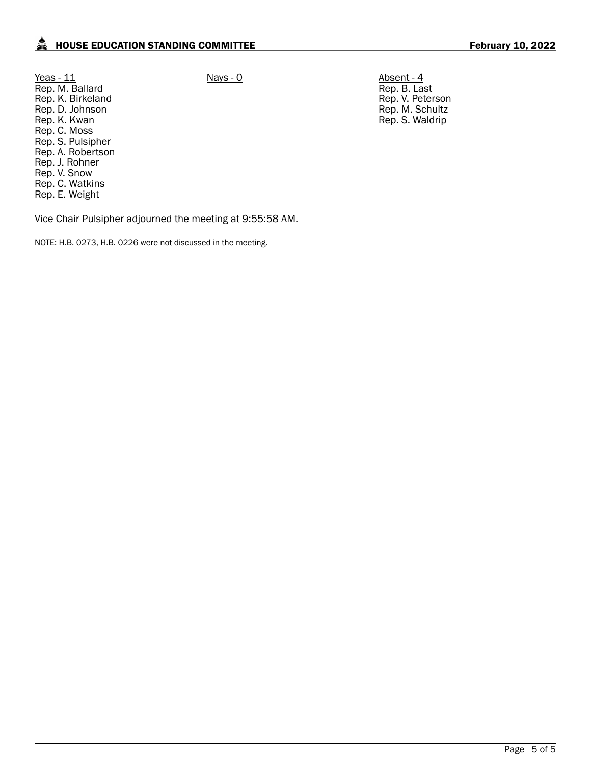| Yeas - 11 | Nays - 0 | Absent - 4 |
|---|---|---|
| Rep. M. Ballard | | Rep. B. Last |
| Rep. K. Birkeland | | Rep. V. Peterson |
| Rep. D. Johnson | | Rep. M. Schultz |
| Rep. K. Kwan | | Rep. S. Waldrip |
| Rep. C. Moss | | |
| Rep. S. Pulsipher | | |
| Rep. A. Robertson | | |
| Rep. J. Rohner | | |
| Rep. V. Snow | | |
| Rep. C. Watkins | | |
| Rep. E. Weight | | |

Vice Chair Pulsipher adjourned the meeting at 9:55:58 AM.

NOTE: H.B. 0273, H.B. 0226 were not discussed in the meeting.